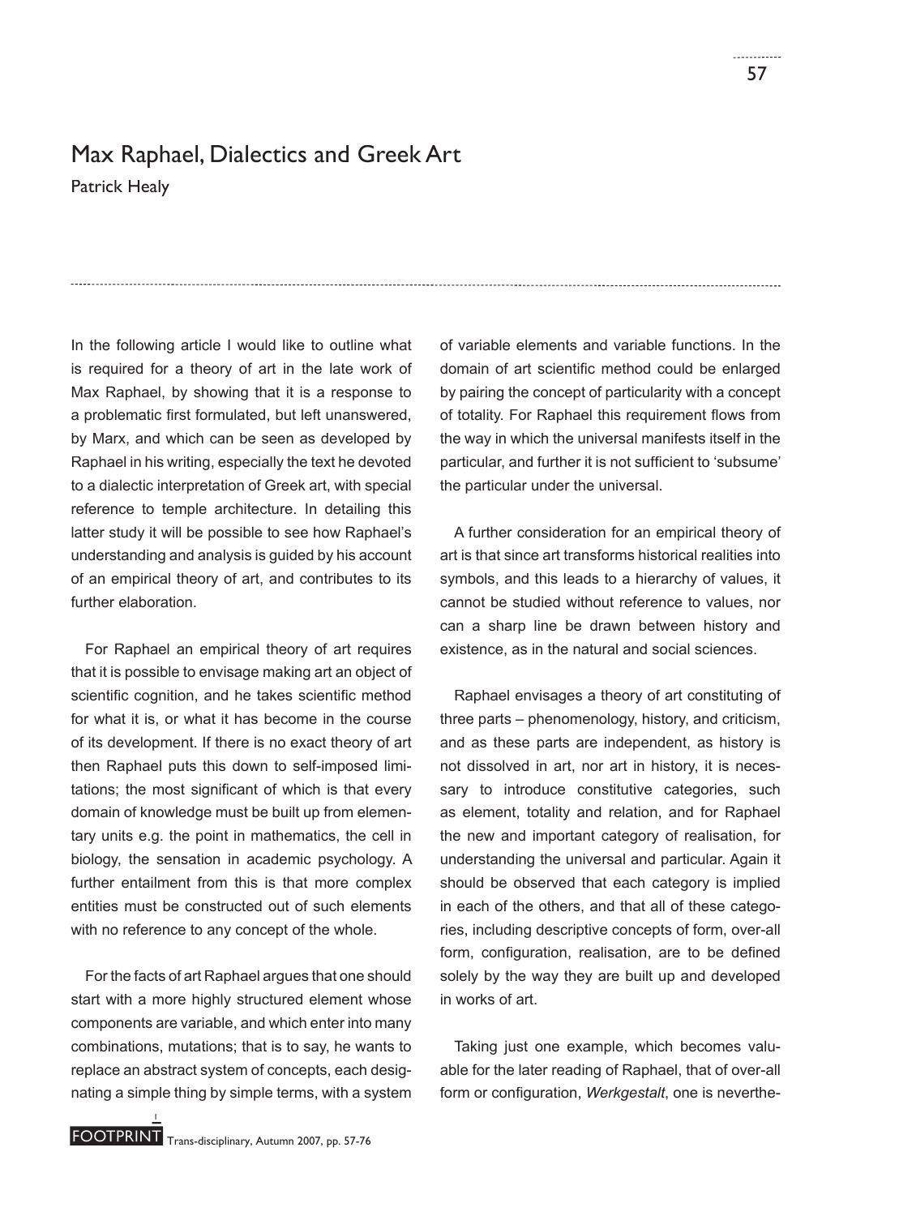# Max Raphael, Dialectics and Greek Art

Patrick Healy

In the following article I would like to outline what is required for a theory of art in the late work of Max Raphael, by showing that it is a response to a problematic first formulated, but left unanswered, by Marx, and which can be seen as developed by Raphael in his writing, especially the text he devoted to a dialectic interpretation of Greek art, with special reference to temple architecture. In detailing this latter study it will be possible to see how Raphael's understanding and analysis is guided by his account of an empirical theory of art, and contributes to its further elaboration.

For Raphael an empirical theory of art requires that it is possible to envisage making art an object of scientific cognition, and he takes scientific method for what it is, or what it has become in the course of its development. If there is no exact theory of art then Raphael puts this down to self-imposed limitations; the most significant of which is that every domain of knowledge must be built up from elementary units e.g. the point in mathematics, the cell in biology, the sensation in academic psychology. A further entailment from this is that more complex entities must be constructed out of such elements with no reference to any concept of the whole.

For the facts of art Raphael argues that one should start with a more highly structured element whose components are variable, and which enter into many combinations, mutations; that is to say, he wants to replace an abstract system of concepts, each designating a simple thing by simple terms, with a system of variable elements and variable functions. In the domain of art scientific method could be enlarged by pairing the concept of particularity with a concept of totality. For Raphael this requirement flows from the way in which the universal manifests itself in the particular, and further it is not sufficient to 'subsume' the particular under the universal.

A further consideration for an empirical theory of art is that since art transforms historical realities into symbols, and this leads to a hierarchy of values, it cannot be studied without reference to values, nor can a sharp line be drawn between history and existence, as in the natural and social sciences.

Raphael envisages a theory of art constituting of three parts – phenomenology, history, and criticism, and as these parts are independent, as history is not dissolved in art, nor art in history, it is necessary to introduce constitutive categories, such as element, totality and relation, and for Raphael the new and important category of realisation, for understanding the universal and particular. Again it should be observed that each category is implied in each of the others, and that all of these categories, including descriptive concepts of form, over-all form, configuration, realisation, are to be defined solely by the way they are built up and developed in works of art.

Taking just one example, which becomes valuable for the later reading of Raphael, that of over-all form or configuration, *Werkgestalt*, one is neverthe-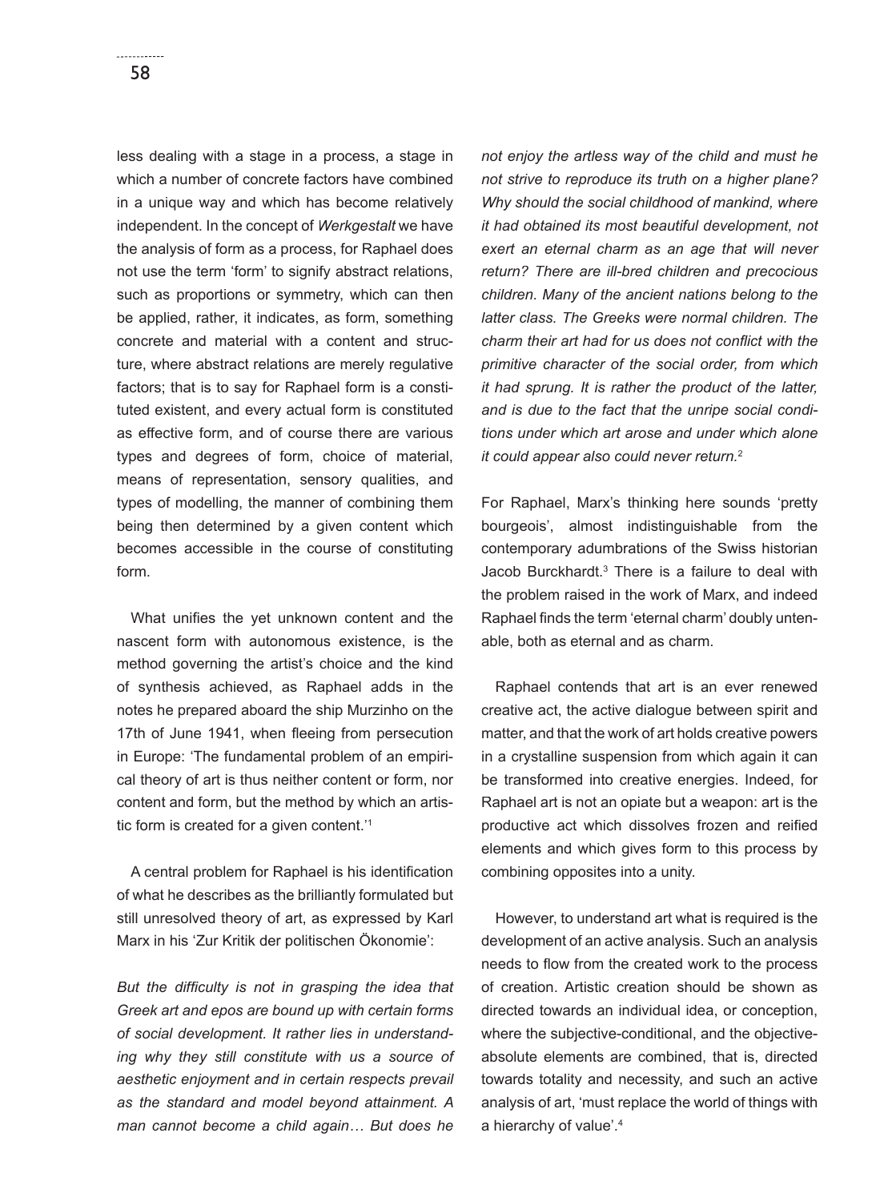less dealing with a stage in a process, a stage in which a number of concrete factors have combined in a unique way and which has become relatively independent. In the concept of *Werkgestalt* we have the analysis of form as a process, for Raphael does not use the term 'form' to signify abstract relations, such as proportions or symmetry, which can then be applied, rather, it indicates, as form, something concrete and material with a content and structure, where abstract relations are merely regulative factors; that is to say for Raphael form is a constituted existent, and every actual form is constituted as effective form, and of course there are various types and degrees of form, choice of material, means of representation, sensory qualities, and types of modelling, the manner of combining them being then determined by a given content which becomes accessible in the course of constituting form.

What unifies the yet unknown content and the nascent form with autonomous existence, is the method governing the artist's choice and the kind of synthesis achieved, as Raphael adds in the notes he prepared aboard the ship Murzinho on the 17th of June 1941, when fleeing from persecution in Europe: 'The fundamental problem of an empirical theory of art is thus neither content or form, nor content and form, but the method by which an artistic form is created for a given content.'[1]

A central problem for Raphael is his identification of what he describes as the brilliantly formulated but still unresolved theory of art, as expressed by Karl Marx in his 'Zur Kritik der politischen Ökonomie':

*But the difficulty is not in grasping the idea that Greek art and epos are bound up with certain forms of social development. It rather lies in understanding why they still constitute with us a source of aesthetic enjoyment and in certain respects prevail as the standard and model beyond attainment. A man cannot become a child again… But does he not enjoy the artless way of the child and must he not strive to reproduce its truth on a higher plane? Why should the social childhood of mankind, where it had obtained its most beautiful development, not exert an eternal charm as an age that will never return? There are ill-bred children and precocious children. Many of the ancient nations belong to the latter class. The Greeks were normal children. The charm their art had for us does not conflict with the primitive character of the social order, from which it had sprung. It is rather the product of the latter, and is due to the fact that the unripe social conditions under which art arose and under which alone it could appear also could never return.*[2]

For Raphael, Marx's thinking here sounds 'pretty bourgeois', almost indistinguishable from the contemporary adumbrations of the Swiss historian Jacob Burckhardt.[3] There is a failure to deal with the problem raised in the work of Marx, and indeed Raphael finds the term 'eternal charm' doubly untenable, both as eternal and as charm.

Raphael contends that art is an ever renewed creative act, the active dialogue between spirit and matter, and that the work of art holds creative powers in a crystalline suspension from which again it can be transformed into creative energies. Indeed, for Raphael art is not an opiate but a weapon: art is the productive act which dissolves frozen and reified elements and which gives form to this process by combining opposites into a unity.

However, to understand art what is required is the development of an active analysis. Such an analysis needs to flow from the created work to the process of creation. Artistic creation should be shown as directed towards an individual idea, or conception, where the subjective-conditional, and the objective-absolute elements are combined, that is, directed towards totality and necessity, and such an active analysis of art, 'must replace the world of things with a hierarchy of value'.[4]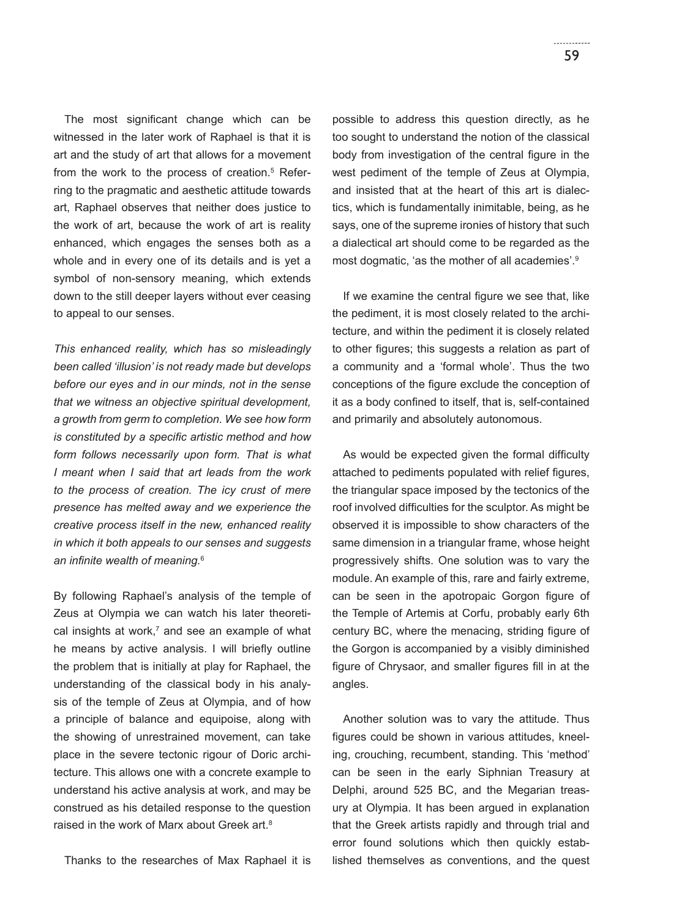The most significant change which can be witnessed in the later work of Raphael is that it is art and the study of art that allows for a movement from the work to the process of creation.[5] Referring to the pragmatic and aesthetic attitude towards art, Raphael observes that neither does justice to the work of art, because the work of art is reality enhanced, which engages the senses both as a whole and in every one of its details and is yet a symbol of non-sensory meaning, which extends down to the still deeper layers without ever ceasing to appeal to our senses.

*This enhanced reality, which has so misleadingly been called 'illusion' is not ready made but develops before our eyes and in our minds, not in the sense that we witness an objective spiritual development, a growth from germ to completion. We see how form is constituted by a specific artistic method and how form follows necessarily upon form. That is what I meant when I said that art leads from the work to the process of creation. The icy crust of mere presence has melted away and we experience the creative process itself in the new, enhanced reality in which it both appeals to our senses and suggests an infinite wealth of meaning.*[6]

By following Raphael's analysis of the temple of Zeus at Olympia we can watch his later theoretical insights at work,[7] and see an example of what he means by active analysis. I will briefly outline the problem that is initially at play for Raphael, the understanding of the classical body in his analysis of the temple of Zeus at Olympia, and of how a principle of balance and equipoise, along with the showing of unrestrained movement, can take place in the severe tectonic rigour of Doric architecture. This allows one with a concrete example to understand his active analysis at work, and may be construed as his detailed response to the question raised in the work of Marx about Greek art.[8]

Thanks to the researches of Max Raphael it is possible to address this question directly, as he too sought to understand the notion of the classical body from investigation of the central figure in the west pediment of the temple of Zeus at Olympia, and insisted that at the heart of this art is dialectics, which is fundamentally inimitable, being, as he says, one of the supreme ironies of history that such a dialectical art should come to be regarded as the most dogmatic, 'as the mother of all academies'.[9]

If we examine the central figure we see that, like the pediment, it is most closely related to the architecture, and within the pediment it is closely related to other figures; this suggests a relation as part of a community and a 'formal whole'. Thus the two conceptions of the figure exclude the conception of it as a body confined to itself, that is, self-contained and primarily and absolutely autonomous.

As would be expected given the formal difficulty attached to pediments populated with relief figures, the triangular space imposed by the tectonics of the roof involved difficulties for the sculptor. As might be observed it is impossible to show characters of the same dimension in a triangular frame, whose height progressively shifts. One solution was to vary the module. An example of this, rare and fairly extreme, can be seen in the apotropaic Gorgon figure of the Temple of Artemis at Corfu, probably early 6th century BC, where the menacing, striding figure of the Gorgon is accompanied by a visibly diminished figure of Chrysaor, and smaller figures fill in at the angles.

Another solution was to vary the attitude. Thus figures could be shown in various attitudes, kneeling, crouching, recumbent, standing. This 'method' can be seen in the early Siphnian Treasury at Delphi, around 525 BC, and the Megarian treasury at Olympia. It has been argued in explanation that the Greek artists rapidly and through trial and error found solutions which then quickly established themselves as conventions, and the quest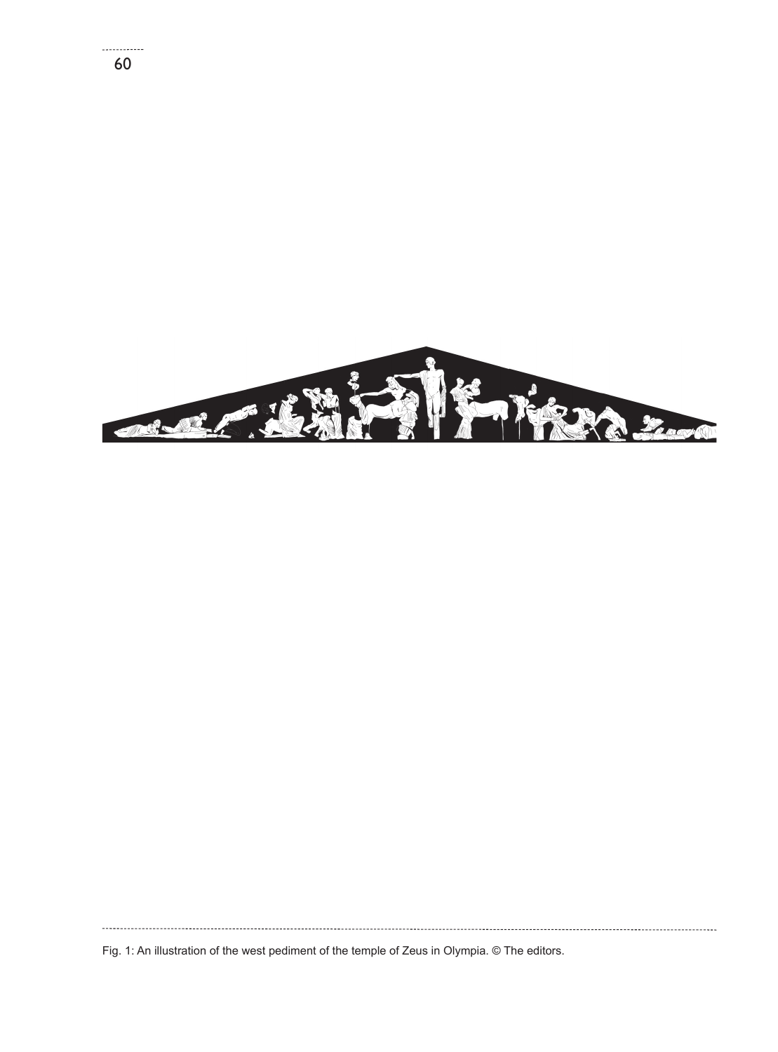Fig. 1: An illustration of the west pediment of the temple of Zeus in Olympia. © The editors.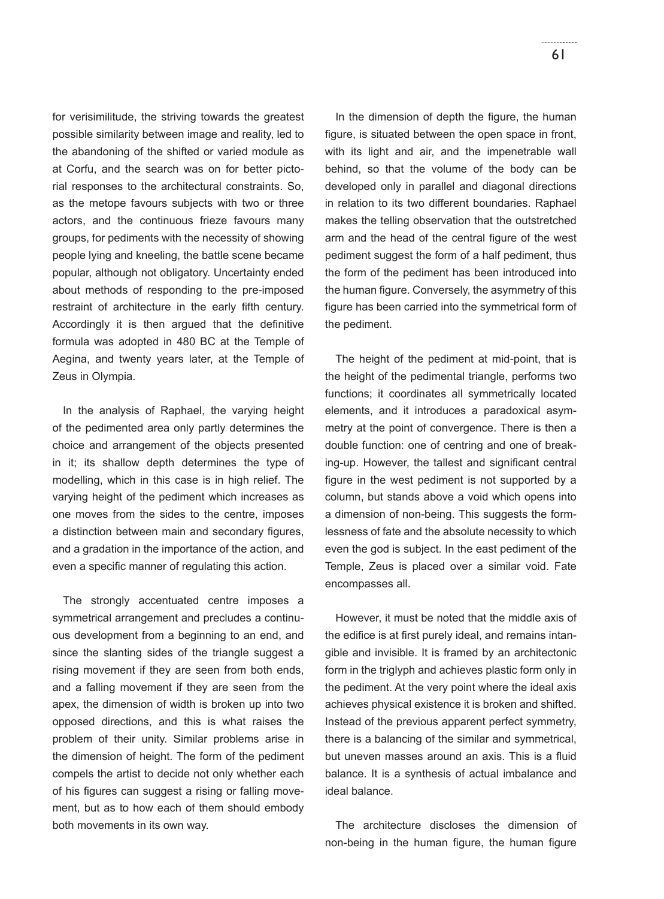for verisimilitude, the striving towards the greatest possible similarity between image and reality, led to the abandoning of the shifted or varied module as at Corfu, and the search was on for better pictorial responses to the architectural constraints. So, as the metope favours subjects with two or three actors, and the continuous frieze favours many groups, for pediments with the necessity of showing people lying and kneeling, the battle scene became popular, although not obligatory. Uncertainty ended about methods of responding to the pre-imposed restraint of architecture in the early fifth century. Accordingly it is then argued that the definitive formula was adopted in 480 BC at the Temple of Aegina, and twenty years later, at the Temple of Zeus in Olympia.

In the analysis of Raphael, the varying height of the pedimented area only partly determines the choice and arrangement of the objects presented in it; its shallow depth determines the type of modelling, which in this case is in high relief. The varying height of the pediment which increases as one moves from the sides to the centre, imposes a distinction between main and secondary figures, and a gradation in the importance of the action, and even a specific manner of regulating this action.

The strongly accentuated centre imposes a symmetrical arrangement and precludes a continuous development from a beginning to an end, and since the slanting sides of the triangle suggest a rising movement if they are seen from both ends, and a falling movement if they are seen from the apex, the dimension of width is broken up into two opposed directions, and this is what raises the problem of their unity. Similar problems arise in the dimension of height. The form of the pediment compels the artist to decide not only whether each of his figures can suggest a rising or falling movement, but as to how each of them should embody both movements in its own way.

In the dimension of depth the figure, the human figure, is situated between the open space in front, with its light and air, and the impenetrable wall behind, so that the volume of the body can be developed only in parallel and diagonal directions in relation to its two different boundaries. Raphael makes the telling observation that the outstretched arm and the head of the central figure of the west pediment suggest the form of a half pediment, thus the form of the pediment has been introduced into the human figure. Conversely, the asymmetry of this figure has been carried into the symmetrical form of the pediment.

The height of the pediment at mid-point, that is the height of the pedimental triangle, performs two functions; it coordinates all symmetrically located elements, and it introduces a paradoxical asymmetry at the point of convergence. There is then a double function: one of centring and one of breaking-up. However, the tallest and significant central figure in the west pediment is not supported by a column, but stands above a void which opens into a dimension of non-being. This suggests the formlessness of fate and the absolute necessity to which even the god is subject. In the east pediment of the Temple, Zeus is placed over a similar void. Fate encompasses all.

However, it must be noted that the middle axis of the edifice is at first purely ideal, and remains intangible and invisible. It is framed by an architectonic form in the triglyph and achieves plastic form only in the pediment. At the very point where the ideal axis achieves physical existence it is broken and shifted. Instead of the previous apparent perfect symmetry, there is a balancing of the similar and symmetrical, but uneven masses around an axis. This is a fluid balance. It is a synthesis of actual imbalance and ideal balance.

The architecture discloses the dimension of non-being in the human figure, the human figure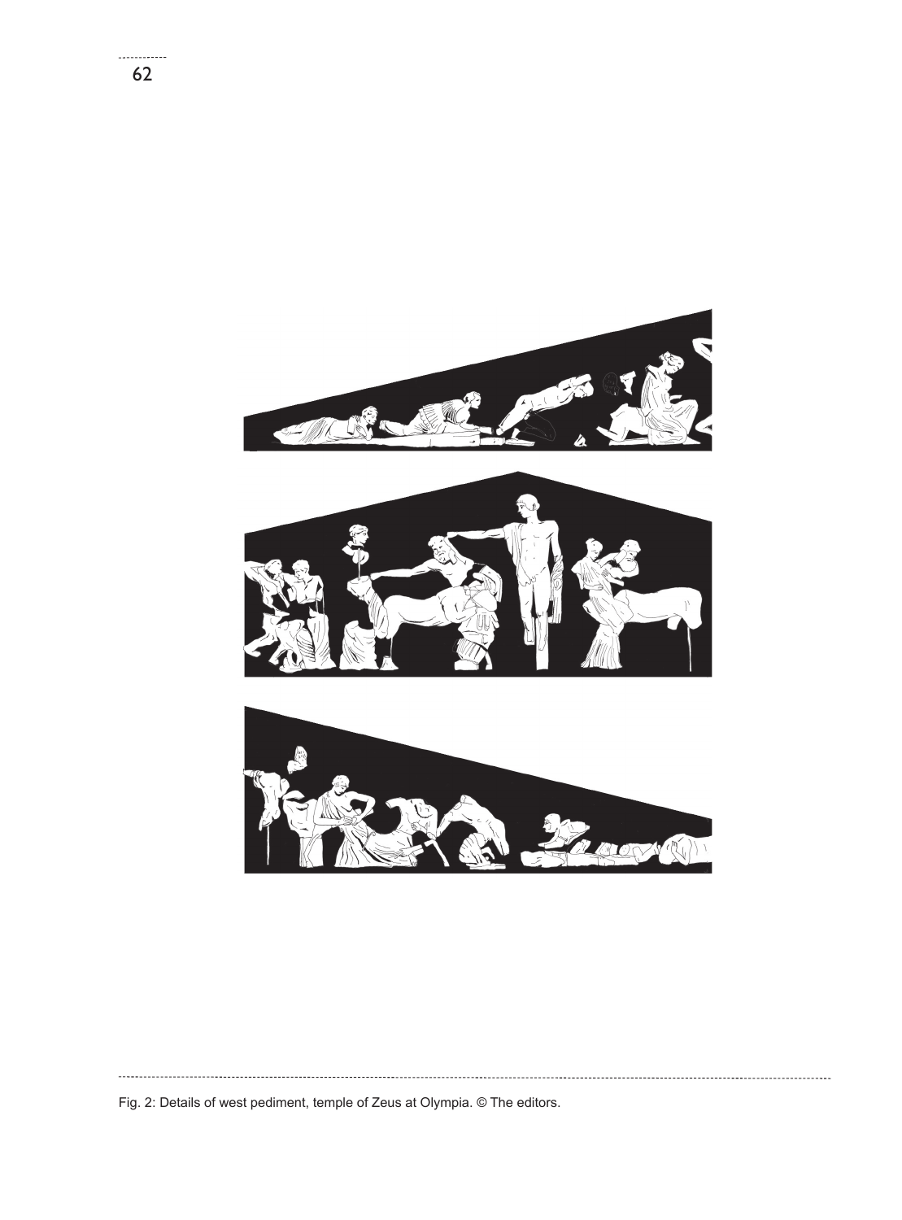Fig. 2: Details of west pediment, temple of Zeus at Olympia. © The editors.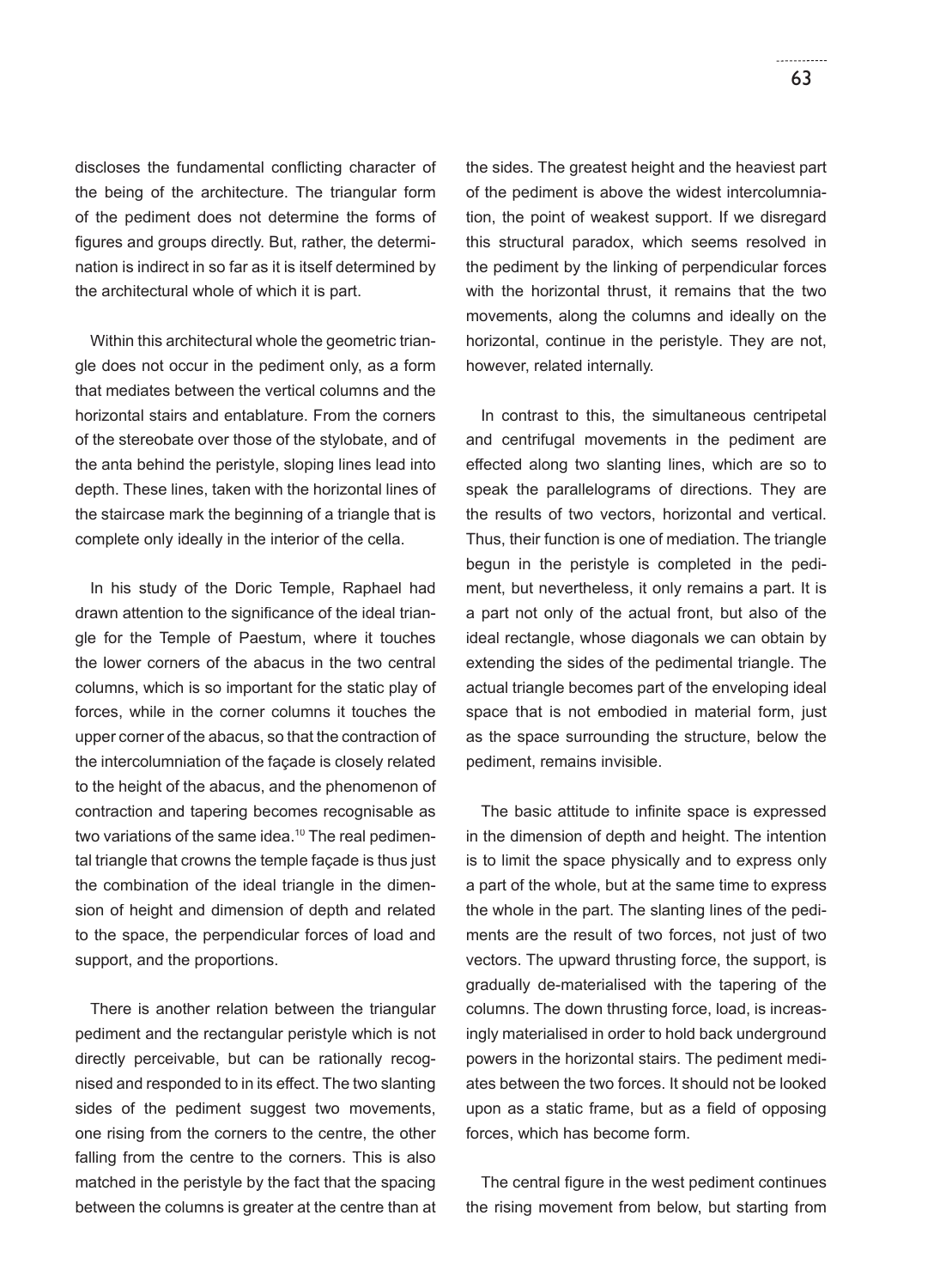discloses the fundamental conflicting character of the being of the architecture. The triangular form of the pediment does not determine the forms of figures and groups directly. But, rather, the determination is indirect in so far as it is itself determined by the architectural whole of which it is part.

Within this architectural whole the geometric triangle does not occur in the pediment only, as a form that mediates between the vertical columns and the horizontal stairs and entablature. From the corners of the stereobate over those of the stylobate, and of the anta behind the peristyle, sloping lines lead into depth. These lines, taken with the horizontal lines of the staircase mark the beginning of a triangle that is complete only ideally in the interior of the cella.

In his study of the Doric Temple, Raphael had drawn attention to the significance of the ideal triangle for the Temple of Paestum, where it touches the lower corners of the abacus in the two central columns, which is so important for the static play of forces, while in the corner columns it touches the upper corner of the abacus, so that the contraction of the intercolumniation of the façade is closely related to the height of the abacus, and the phenomenon of contraction and tapering becomes recognisable as two variations of the same idea.[10] The real pedimental triangle that crowns the temple façade is thus just the combination of the ideal triangle in the dimension of height and dimension of depth and related to the space, the perpendicular forces of load and support, and the proportions.

There is another relation between the triangular pediment and the rectangular peristyle which is not directly perceivable, but can be rationally recognised and responded to in its effect. The two slanting sides of the pediment suggest two movements, one rising from the corners to the centre, the other falling from the centre to the corners. This is also matched in the peristyle by the fact that the spacing between the columns is greater at the centre than at the sides. The greatest height and the heaviest part of the pediment is above the widest intercolumniation, the point of weakest support. If we disregard this structural paradox, which seems resolved in the pediment by the linking of perpendicular forces with the horizontal thrust, it remains that the two movements, along the columns and ideally on the horizontal, continue in the peristyle. They are not, however, related internally.

In contrast to this, the simultaneous centripetal and centrifugal movements in the pediment are effected along two slanting lines, which are so to speak the parallelograms of directions. They are the results of two vectors, horizontal and vertical. Thus, their function is one of mediation. The triangle begun in the peristyle is completed in the pediment, but nevertheless, it only remains a part. It is a part not only of the actual front, but also of the ideal rectangle, whose diagonals we can obtain by extending the sides of the pedimental triangle. The actual triangle becomes part of the enveloping ideal space that is not embodied in material form, just as the space surrounding the structure, below the pediment, remains invisible.

The basic attitude to infinite space is expressed in the dimension of depth and height. The intention is to limit the space physically and to express only a part of the whole, but at the same time to express the whole in the part. The slanting lines of the pediments are the result of two forces, not just of two vectors. The upward thrusting force, the support, is gradually de-materialised with the tapering of the columns. The down thrusting force, load, is increasingly materialised in order to hold back underground powers in the horizontal stairs. The pediment mediates between the two forces. It should not be looked upon as a static frame, but as a field of opposing forces, which has become form.

The central figure in the west pediment continues the rising movement from below, but starting from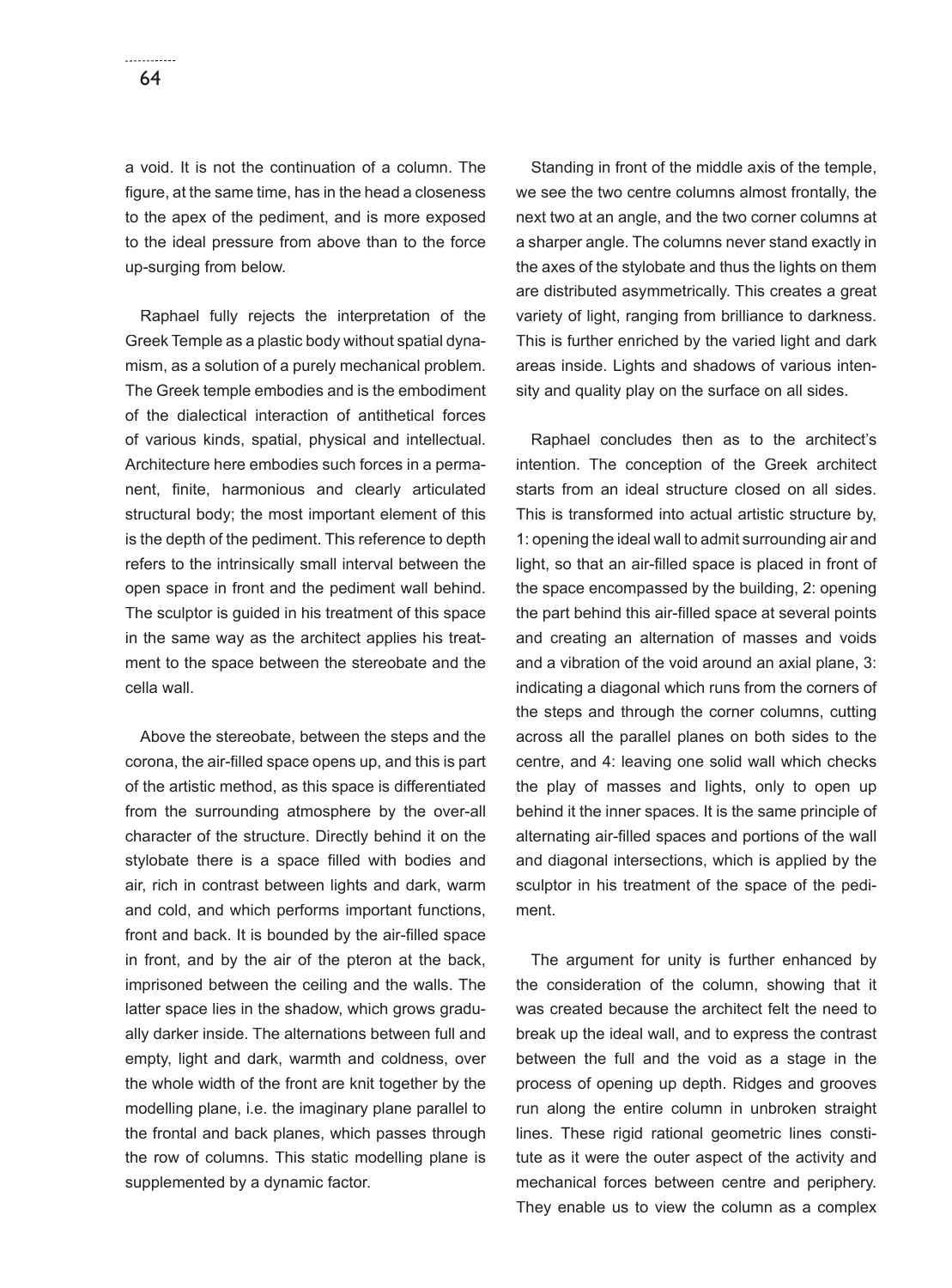a void. It is not the continuation of a column. The figure, at the same time, has in the head a closeness to the apex of the pediment, and is more exposed to the ideal pressure from above than to the force up-surging from below.

Raphael fully rejects the interpretation of the Greek Temple as a plastic body without spatial dynamism, as a solution of a purely mechanical problem. The Greek temple embodies and is the embodiment of the dialectical interaction of antithetical forces of various kinds, spatial, physical and intellectual. Architecture here embodies such forces in a permanent, finite, harmonious and clearly articulated structural body; the most important element of this is the depth of the pediment. This reference to depth refers to the intrinsically small interval between the open space in front and the pediment wall behind. The sculptor is guided in his treatment of this space in the same way as the architect applies his treatment to the space between the stereobate and the cella wall.

Above the stereobate, between the steps and the corona, the air-filled space opens up, and this is part of the artistic method, as this space is differentiated from the surrounding atmosphere by the over-all character of the structure. Directly behind it on the stylobate there is a space filled with bodies and air, rich in contrast between lights and dark, warm and cold, and which performs important functions, front and back. It is bounded by the air-filled space in front, and by the air of the pteron at the back, imprisoned between the ceiling and the walls. The latter space lies in the shadow, which grows gradually darker inside. The alternations between full and empty, light and dark, warmth and coldness, over the whole width of the front are knit together by the modelling plane, i.e. the imaginary plane parallel to the frontal and back planes, which passes through the row of columns. This static modelling plane is supplemented by a dynamic factor.

Standing in front of the middle axis of the temple, we see the two centre columns almost frontally, the next two at an angle, and the two corner columns at a sharper angle. The columns never stand exactly in the axes of the stylobate and thus the lights on them are distributed asymmetrically. This creates a great variety of light, ranging from brilliance to darkness. This is further enriched by the varied light and dark areas inside. Lights and shadows of various intensity and quality play on the surface on all sides.

Raphael concludes then as to the architect's intention. The conception of the Greek architect starts from an ideal structure closed on all sides. This is transformed into actual artistic structure by, 1: opening the ideal wall to admit surrounding air and light, so that an air-filled space is placed in front of the space encompassed by the building, 2: opening the part behind this air-filled space at several points and creating an alternation of masses and voids and a vibration of the void around an axial plane, 3: indicating a diagonal which runs from the corners of the steps and through the corner columns, cutting across all the parallel planes on both sides to the centre, and 4: leaving one solid wall which checks the play of masses and lights, only to open up behind it the inner spaces. It is the same principle of alternating air-filled spaces and portions of the wall and diagonal intersections, which is applied by the sculptor in his treatment of the space of the pediment.

The argument for unity is further enhanced by the consideration of the column, showing that it was created because the architect felt the need to break up the ideal wall, and to express the contrast between the full and the void as a stage in the process of opening up depth. Ridges and grooves run along the entire column in unbroken straight lines. These rigid rational geometric lines constitute as it were the outer aspect of the activity and mechanical forces between centre and periphery. They enable us to view the column as a complex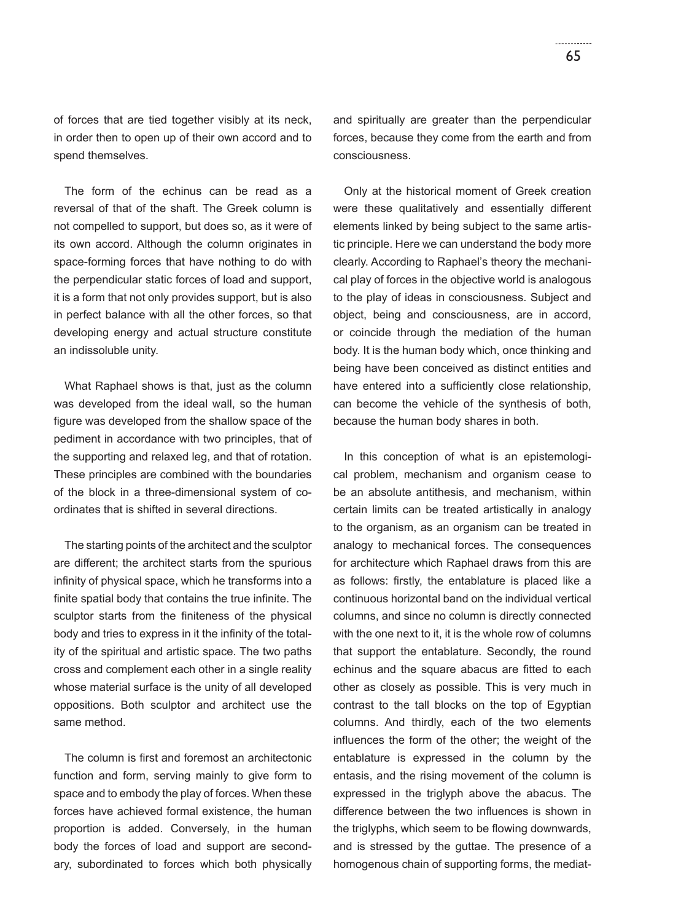of forces that are tied together visibly at its neck, in order then to open up of their own accord and to spend themselves.

The form of the echinus can be read as a reversal of that of the shaft. The Greek column is not compelled to support, but does so, as it were of its own accord. Although the column originates in space-forming forces that have nothing to do with the perpendicular static forces of load and support, it is a form that not only provides support, but is also in perfect balance with all the other forces, so that developing energy and actual structure constitute an indissoluble unity.

What Raphael shows is that, just as the column was developed from the ideal wall, so the human figure was developed from the shallow space of the pediment in accordance with two principles, that of the supporting and relaxed leg, and that of rotation. These principles are combined with the boundaries of the block in a three-dimensional system of co-ordinates that is shifted in several directions.

The starting points of the architect and the sculptor are different; the architect starts from the spurious infinity of physical space, which he transforms into a finite spatial body that contains the true infinite. The sculptor starts from the finiteness of the physical body and tries to express in it the infinity of the totality of the spiritual and artistic space. The two paths cross and complement each other in a single reality whose material surface is the unity of all developed oppositions. Both sculptor and architect use the same method.

The column is first and foremost an architectonic function and form, serving mainly to give form to space and to embody the play of forces. When these forces have achieved formal existence, the human proportion is added. Conversely, in the human body the forces of load and support are secondary, subordinated to forces which both physically and spiritually are greater than the perpendicular forces, because they come from the earth and from consciousness.

Only at the historical moment of Greek creation were these qualitatively and essentially different elements linked by being subject to the same artistic principle. Here we can understand the body more clearly. According to Raphael's theory the mechanical play of forces in the objective world is analogous to the play of ideas in consciousness. Subject and object, being and consciousness, are in accord, or coincide through the mediation of the human body. It is the human body which, once thinking and being have been conceived as distinct entities and have entered into a sufficiently close relationship, can become the vehicle of the synthesis of both, because the human body shares in both.

In this conception of what is an epistemological problem, mechanism and organism cease to be an absolute antithesis, and mechanism, within certain limits can be treated artistically in analogy to the organism, as an organism can be treated in analogy to mechanical forces. The consequences for architecture which Raphael draws from this are as follows: firstly, the entablature is placed like a continuous horizontal band on the individual vertical columns, and since no column is directly connected with the one next to it, it is the whole row of columns that support the entablature. Secondly, the round echinus and the square abacus are fitted to each other as closely as possible. This is very much in contrast to the tall blocks on the top of Egyptian columns. And thirdly, each of the two elements influences the form of the other; the weight of the entablature is expressed in the column by the entasis, and the rising movement of the column is expressed in the triglyph above the abacus. The difference between the two influences is shown in the triglyphs, which seem to be flowing downwards, and is stressed by the guttae. The presence of a homogenous chain of supporting forms, the mediat-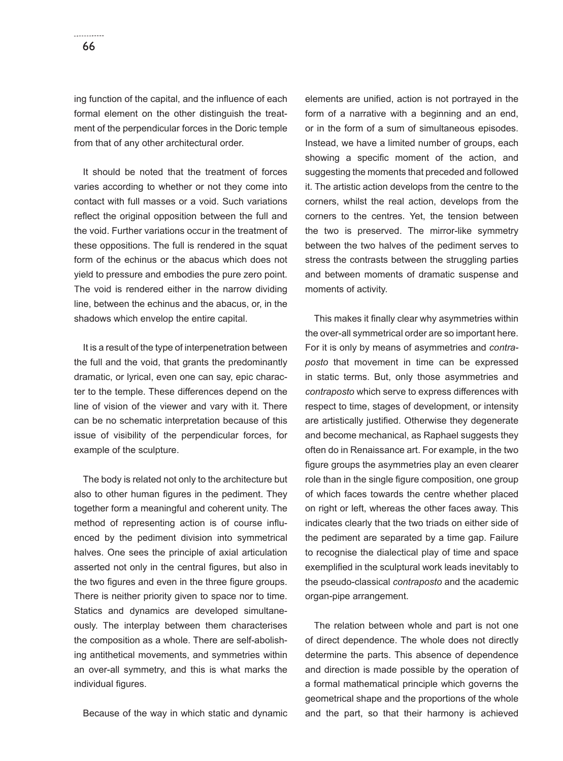ing function of the capital, and the influence of each formal element on the other distinguish the treatment of the perpendicular forces in the Doric temple from that of any other architectural order.

It should be noted that the treatment of forces varies according to whether or not they come into contact with full masses or a void. Such variations reflect the original opposition between the full and the void. Further variations occur in the treatment of these oppositions. The full is rendered in the squat form of the echinus or the abacus which does not yield to pressure and embodies the pure zero point. The void is rendered either in the narrow dividing line, between the echinus and the abacus, or, in the shadows which envelop the entire capital.

It is a result of the type of interpenetration between the full and the void, that grants the predominantly dramatic, or lyrical, even one can say, epic character to the temple. These differences depend on the line of vision of the viewer and vary with it. There can be no schematic interpretation because of this issue of visibility of the perpendicular forces, for example of the sculpture.

The body is related not only to the architecture but also to other human figures in the pediment. They together form a meaningful and coherent unity. The method of representing action is of course influenced by the pediment division into symmetrical halves. One sees the principle of axial articulation asserted not only in the central figures, but also in the two figures and even in the three figure groups. There is neither priority given to space nor to time. Statics and dynamics are developed simultaneously. The interplay between them characterises the composition as a whole. There are self-abolishing antithetical movements, and symmetries within an over-all symmetry, and this is what marks the individual figures.

Because of the way in which static and dynamic elements are unified, action is not portrayed in the form of a narrative with a beginning and an end, or in the form of a sum of simultaneous episodes. Instead, we have a limited number of groups, each showing a specific moment of the action, and suggesting the moments that preceded and followed it. The artistic action develops from the centre to the corners, whilst the real action, develops from the corners to the centres. Yet, the tension between the two is preserved. The mirror-like symmetry between the two halves of the pediment serves to stress the contrasts between the struggling parties and between moments of dramatic suspense and moments of activity.

This makes it finally clear why asymmetries within the over-all symmetrical order are so important here. For it is only by means of asymmetries and *contraposto* that movement in time can be expressed in static terms. But, only those asymmetries and *contraposto* which serve to express differences with respect to time, stages of development, or intensity are artistically justified. Otherwise they degenerate and become mechanical, as Raphael suggests they often do in Renaissance art. For example, in the two figure groups the asymmetries play an even clearer role than in the single figure composition, one group of which faces towards the centre whether placed on right or left, whereas the other faces away. This indicates clearly that the two triads on either side of the pediment are separated by a time gap. Failure to recognise the dialectical play of time and space exemplified in the sculptural work leads inevitably to the pseudo-classical *contraposto* and the academic organ-pipe arrangement.

The relation between whole and part is not one of direct dependence. The whole does not directly determine the parts. This absence of dependence and direction is made possible by the operation of a formal mathematical principle which governs the geometrical shape and the proportions of the whole and the part, so that their harmony is achieved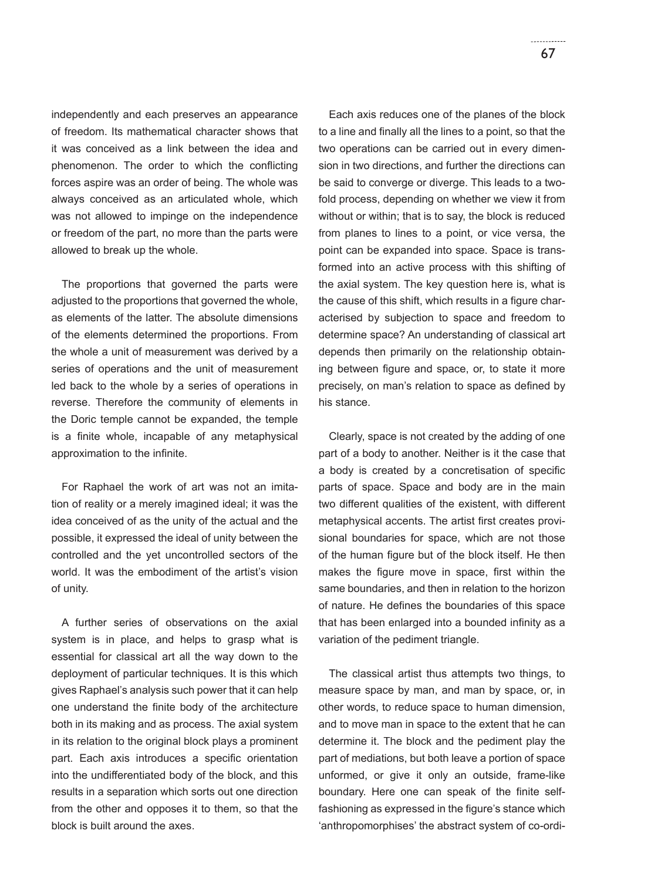independently and each preserves an appearance of freedom. Its mathematical character shows that it was conceived as a link between the idea and phenomenon. The order to which the conflicting forces aspire was an order of being. The whole was always conceived as an articulated whole, which was not allowed to impinge on the independence or freedom of the part, no more than the parts were allowed to break up the whole.

The proportions that governed the parts were adjusted to the proportions that governed the whole, as elements of the latter. The absolute dimensions of the elements determined the proportions. From the whole a unit of measurement was derived by a series of operations and the unit of measurement led back to the whole by a series of operations in reverse. Therefore the community of elements in the Doric temple cannot be expanded, the temple is a finite whole, incapable of any metaphysical approximation to the infinite.

For Raphael the work of art was not an imitation of reality or a merely imagined ideal; it was the idea conceived of as the unity of the actual and the possible, it expressed the ideal of unity between the controlled and the yet uncontrolled sectors of the world. It was the embodiment of the artist's vision of unity.

A further series of observations on the axial system is in place, and helps to grasp what is essential for classical art all the way down to the deployment of particular techniques. It is this which gives Raphael's analysis such power that it can help one understand the finite body of the architecture both in its making and as process. The axial system in its relation to the original block plays a prominent part. Each axis introduces a specific orientation into the undifferentiated body of the block, and this results in a separation which sorts out one direction from the other and opposes it to them, so that the block is built around the axes.

Each axis reduces one of the planes of the block to a line and finally all the lines to a point, so that the two operations can be carried out in every dimension in two directions, and further the directions can be said to converge or diverge. This leads to a twofold process, depending on whether we view it from without or within; that is to say, the block is reduced from planes to lines to a point, or vice versa, the point can be expanded into space. Space is transformed into an active process with this shifting of the axial system. The key question here is, what is the cause of this shift, which results in a figure characterised by subjection to space and freedom to determine space? An understanding of classical art depends then primarily on the relationship obtaining between figure and space, or, to state it more precisely, on man's relation to space as defined by his stance.

Clearly, space is not created by the adding of one part of a body to another. Neither is it the case that a body is created by a concretisation of specific parts of space. Space and body are in the main two different qualities of the existent, with different metaphysical accents. The artist first creates provisional boundaries for space, which are not those of the human figure but of the block itself. He then makes the figure move in space, first within the same boundaries, and then in relation to the horizon of nature. He defines the boundaries of this space that has been enlarged into a bounded infinity as a variation of the pediment triangle.

The classical artist thus attempts two things, to measure space by man, and man by space, or, in other words, to reduce space to human dimension, and to move man in space to the extent that he can determine it. The block and the pediment play the part of mediations, but both leave a portion of space unformed, or give it only an outside, frame-like boundary. Here one can speak of the finite self-fashioning as expressed in the figure's stance which 'anthropomorphises' the abstract system of co-ordi-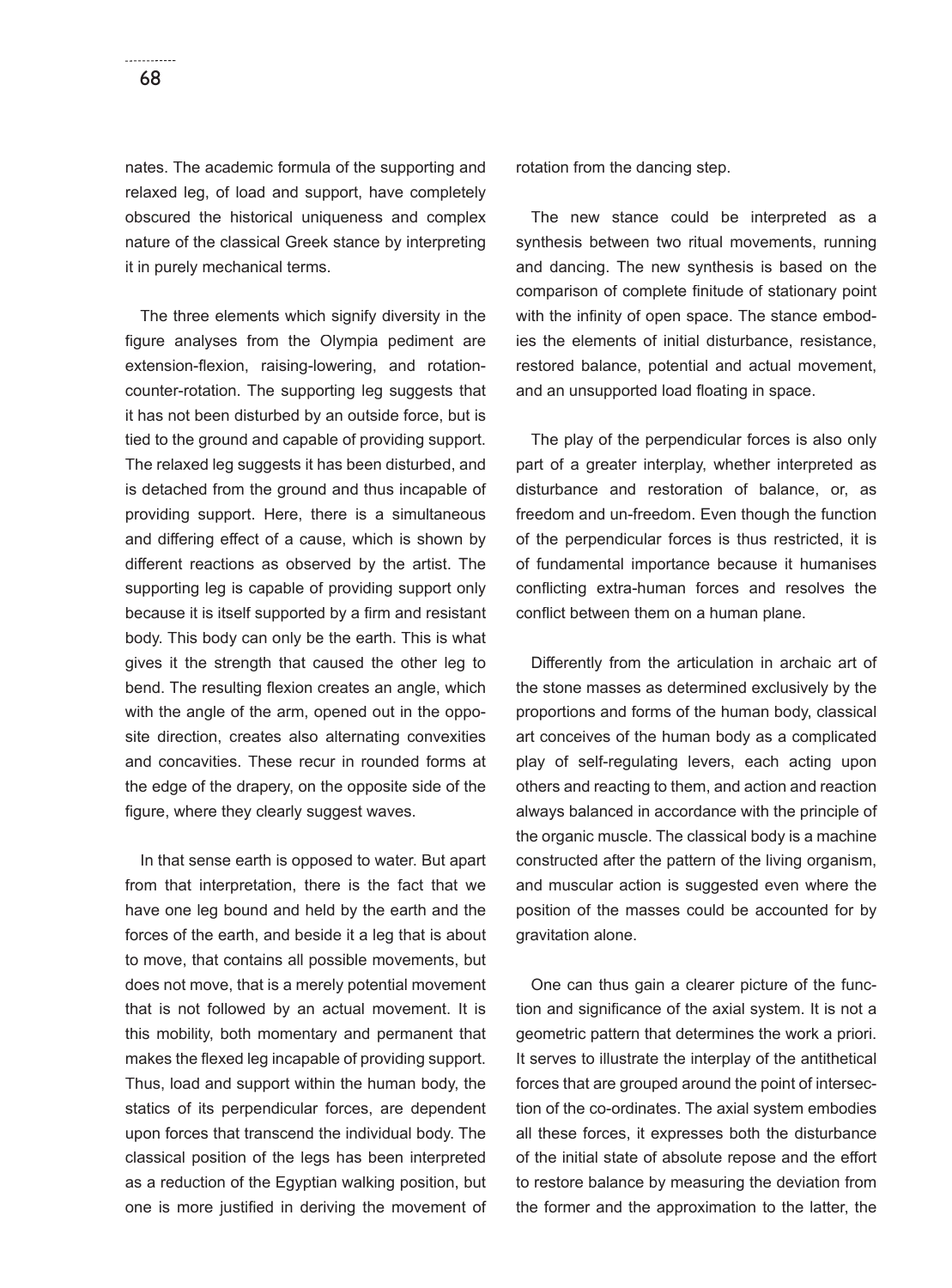nates. The academic formula of the supporting and relaxed leg, of load and support, have completely obscured the historical uniqueness and complex nature of the classical Greek stance by interpreting it in purely mechanical terms.

The three elements which signify diversity in the figure analyses from the Olympia pediment are extension-flexion, raising-lowering, and rotation-counter-rotation. The supporting leg suggests that it has not been disturbed by an outside force, but is tied to the ground and capable of providing support. The relaxed leg suggests it has been disturbed, and is detached from the ground and thus incapable of providing support. Here, there is a simultaneous and differing effect of a cause, which is shown by different reactions as observed by the artist. The supporting leg is capable of providing support only because it is itself supported by a firm and resistant body. This body can only be the earth. This is what gives it the strength that caused the other leg to bend. The resulting flexion creates an angle, which with the angle of the arm, opened out in the opposite direction, creates also alternating convexities and concavities. These recur in rounded forms at the edge of the drapery, on the opposite side of the figure, where they clearly suggest waves.

In that sense earth is opposed to water. But apart from that interpretation, there is the fact that we have one leg bound and held by the earth and the forces of the earth, and beside it a leg that is about to move, that contains all possible movements, but does not move, that is a merely potential movement that is not followed by an actual movement. It is this mobility, both momentary and permanent that makes the flexed leg incapable of providing support. Thus, load and support within the human body, the statics of its perpendicular forces, are dependent upon forces that transcend the individual body. The classical position of the legs has been interpreted as a reduction of the Egyptian walking position, but one is more justified in deriving the movement of rotation from the dancing step.

The new stance could be interpreted as a synthesis between two ritual movements, running and dancing. The new synthesis is based on the comparison of complete finitude of stationary point with the infinity of open space. The stance embodies the elements of initial disturbance, resistance, restored balance, potential and actual movement, and an unsupported load floating in space.

The play of the perpendicular forces is also only part of a greater interplay, whether interpreted as disturbance and restoration of balance, or, as freedom and un-freedom. Even though the function of the perpendicular forces is thus restricted, it is of fundamental importance because it humanises conflicting extra-human forces and resolves the conflict between them on a human plane.

Differently from the articulation in archaic art of the stone masses as determined exclusively by the proportions and forms of the human body, classical art conceives of the human body as a complicated play of self-regulating levers, each acting upon others and reacting to them, and action and reaction always balanced in accordance with the principle of the organic muscle. The classical body is a machine constructed after the pattern of the living organism, and muscular action is suggested even where the position of the masses could be accounted for by gravitation alone.

One can thus gain a clearer picture of the function and significance of the axial system. It is not a geometric pattern that determines the work a priori. It serves to illustrate the interplay of the antithetical forces that are grouped around the point of intersection of the co-ordinates. The axial system embodies all these forces, it expresses both the disturbance of the initial state of absolute repose and the effort to restore balance by measuring the deviation from the former and the approximation to the latter, the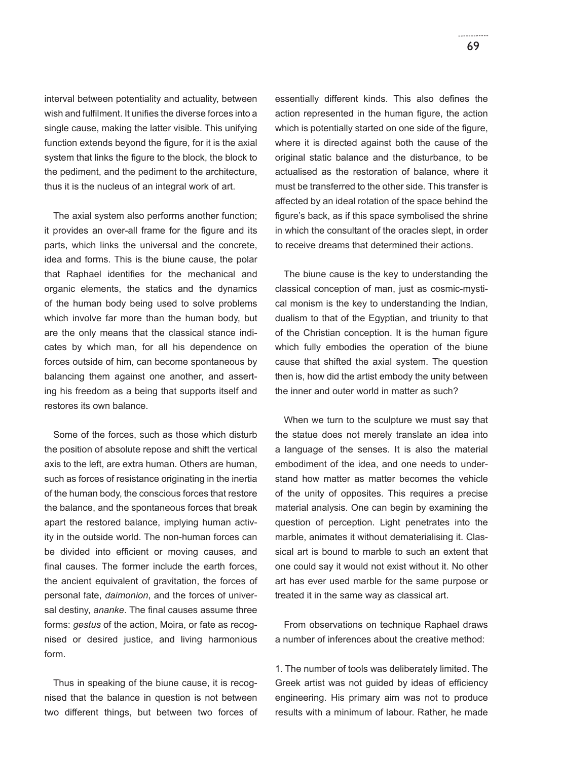interval between potentiality and actuality, between wish and fulfilment. It unifies the diverse forces into a single cause, making the latter visible. This unifying function extends beyond the figure, for it is the axial system that links the figure to the block, the block to the pediment, and the pediment to the architecture, thus it is the nucleus of an integral work of art.

The axial system also performs another function; it provides an over-all frame for the figure and its parts, which links the universal and the concrete, idea and forms. This is the biune cause, the polar that Raphael identifies for the mechanical and organic elements, the statics and the dynamics of the human body being used to solve problems which involve far more than the human body, but are the only means that the classical stance indicates by which man, for all his dependence on forces outside of him, can become spontaneous by balancing them against one another, and asserting his freedom as a being that supports itself and restores its own balance.

Some of the forces, such as those which disturb the position of absolute repose and shift the vertical axis to the left, are extra human. Others are human, such as forces of resistance originating in the inertia of the human body, the conscious forces that restore the balance, and the spontaneous forces that break apart the restored balance, implying human activity in the outside world. The non-human forces can be divided into efficient or moving causes, and final causes. The former include the earth forces, the ancient equivalent of gravitation, the forces of personal fate, *daimonion*, and the forces of universal destiny, *ananke*. The final causes assume three forms: *gestus* of the action, Moira, or fate as recognised or desired justice, and living harmonious form.

Thus in speaking of the biune cause, it is recognised that the balance in question is not between two different things, but between two forces of essentially different kinds. This also defines the action represented in the human figure, the action which is potentially started on one side of the figure, where it is directed against both the cause of the original static balance and the disturbance, to be actualised as the restoration of balance, where it must be transferred to the other side. This transfer is affected by an ideal rotation of the space behind the figure's back, as if this space symbolised the shrine in which the consultant of the oracles slept, in order to receive dreams that determined their actions.

The biune cause is the key to understanding the classical conception of man, just as cosmic-mystical monism is the key to understanding the Indian, dualism to that of the Egyptian, and triunity to that of the Christian conception. It is the human figure which fully embodies the operation of the biune cause that shifted the axial system. The question then is, how did the artist embody the unity between the inner and outer world in matter as such?

When we turn to the sculpture we must say that the statue does not merely translate an idea into a language of the senses. It is also the material embodiment of the idea, and one needs to understand how matter as matter becomes the vehicle of the unity of opposites. This requires a precise material analysis. One can begin by examining the question of perception. Light penetrates into the marble, animates it without dematerialising it. Classical art is bound to marble to such an extent that one could say it would not exist without it. No other art has ever used marble for the same purpose or treated it in the same way as classical art.

From observations on technique Raphael draws a number of inferences about the creative method:

1. The number of tools was deliberately limited. The Greek artist was not guided by ideas of efficiency engineering. His primary aim was not to produce results with a minimum of labour. Rather, he made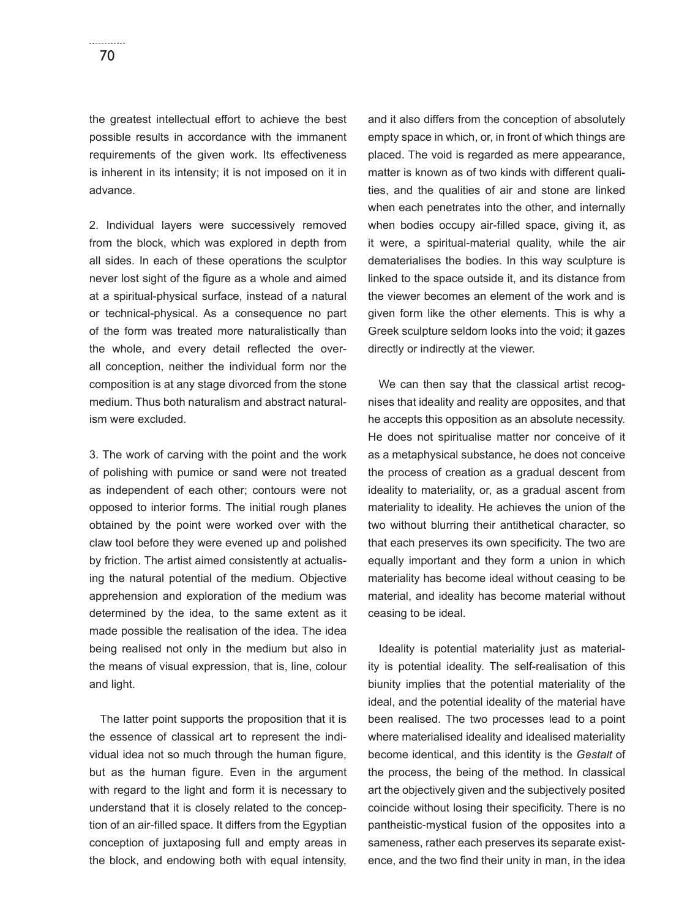the greatest intellectual effort to achieve the best possible results in accordance with the immanent requirements of the given work. Its effectiveness is inherent in its intensity; it is not imposed on it in advance.

2. Individual layers were successively removed from the block, which was explored in depth from all sides. In each of these operations the sculptor never lost sight of the figure as a whole and aimed at a spiritual-physical surface, instead of a natural or technical-physical. As a consequence no part of the form was treated more naturalistically than the whole, and every detail reflected the overall conception, neither the individual form nor the composition is at any stage divorced from the stone medium. Thus both naturalism and abstract naturalism were excluded.

3. The work of carving with the point and the work of polishing with pumice or sand were not treated as independent of each other; contours were not opposed to interior forms. The initial rough planes obtained by the point were worked over with the claw tool before they were evened up and polished by friction. The artist aimed consistently at actualising the natural potential of the medium. Objective apprehension and exploration of the medium was determined by the idea, to the same extent as it made possible the realisation of the idea. The idea being realised not only in the medium but also in the means of visual expression, that is, line, colour and light.

The latter point supports the proposition that it is the essence of classical art to represent the individual idea not so much through the human figure, but as the human figure. Even in the argument with regard to the light and form it is necessary to understand that it is closely related to the conception of an air-filled space. It differs from the Egyptian conception of juxtaposing full and empty areas in the block, and endowing both with equal intensity, and it also differs from the conception of absolutely empty space in which, or, in front of which things are placed. The void is regarded as mere appearance, matter is known as of two kinds with different qualities, and the qualities of air and stone are linked when each penetrates into the other, and internally when bodies occupy air-filled space, giving it, as it were, a spiritual-material quality, while the air dematerialises the bodies. In this way sculpture is linked to the space outside it, and its distance from the viewer becomes an element of the work and is given form like the other elements. This is why a Greek sculpture seldom looks into the void; it gazes directly or indirectly at the viewer.

We can then say that the classical artist recognises that ideality and reality are opposites, and that he accepts this opposition as an absolute necessity. He does not spiritualise matter nor conceive of it as a metaphysical substance, he does not conceive the process of creation as a gradual descent from ideality to materiality, or, as a gradual ascent from materiality to ideality. He achieves the union of the two without blurring their antithetical character, so that each preserves its own specificity. The two are equally important and they form a union in which materiality has become ideal without ceasing to be material, and ideality has become material without ceasing to be ideal.

Ideality is potential materiality just as materiality is potential ideality. The self-realisation of this biunity implies that the potential materiality of the ideal, and the potential ideality of the material have been realised. The two processes lead to a point where materialised ideality and idealised materiality become identical, and this identity is the *Gestalt* of the process, the being of the method. In classical art the objectively given and the subjectively posited coincide without losing their specificity. There is no pantheistic-mystical fusion of the opposites into a sameness, rather each preserves its separate existence, and the two find their unity in man, in the idea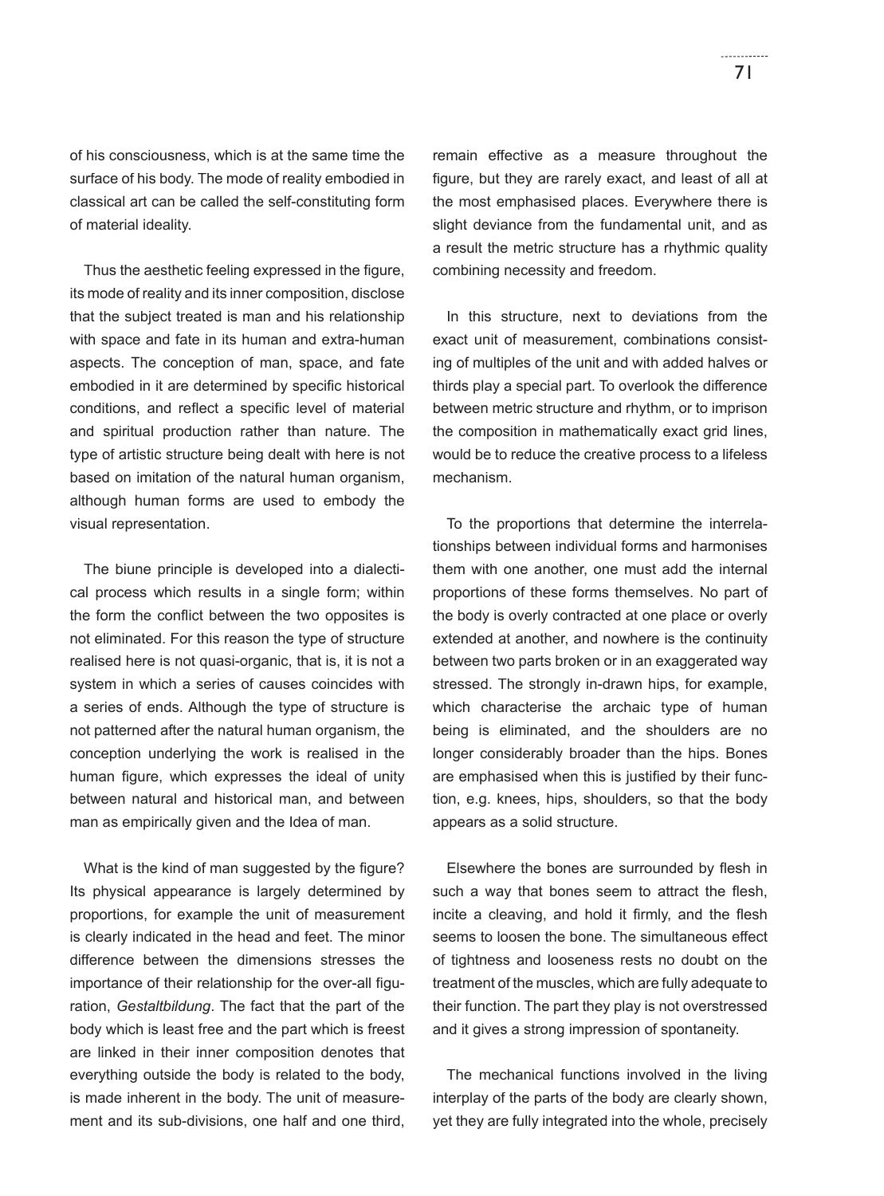of his consciousness, which is at the same time the surface of his body. The mode of reality embodied in classical art can be called the self-constituting form of material ideality.

Thus the aesthetic feeling expressed in the figure, its mode of reality and its inner composition, disclose that the subject treated is man and his relationship with space and fate in its human and extra-human aspects. The conception of man, space, and fate embodied in it are determined by specific historical conditions, and reflect a specific level of material and spiritual production rather than nature. The type of artistic structure being dealt with here is not based on imitation of the natural human organism, although human forms are used to embody the visual representation.

The biune principle is developed into a dialectical process which results in a single form; within the form the conflict between the two opposites is not eliminated. For this reason the type of structure realised here is not quasi-organic, that is, it is not a system in which a series of causes coincides with a series of ends. Although the type of structure is not patterned after the natural human organism, the conception underlying the work is realised in the human figure, which expresses the ideal of unity between natural and historical man, and between man as empirically given and the Idea of man.

What is the kind of man suggested by the figure? Its physical appearance is largely determined by proportions, for example the unit of measurement is clearly indicated in the head and feet. The minor difference between the dimensions stresses the importance of their relationship for the over-all figuration, *Gestaltbildung*. The fact that the part of the body which is least free and the part which is freest are linked in their inner composition denotes that everything outside the body is related to the body, is made inherent in the body. The unit of measurement and its sub-divisions, one half and one third, remain effective as a measure throughout the figure, but they are rarely exact, and least of all at the most emphasised places. Everywhere there is slight deviance from the fundamental unit, and as a result the metric structure has a rhythmic quality combining necessity and freedom.

In this structure, next to deviations from the exact unit of measurement, combinations consisting of multiples of the unit and with added halves or thirds play a special part. To overlook the difference between metric structure and rhythm, or to imprison the composition in mathematically exact grid lines, would be to reduce the creative process to a lifeless mechanism.

To the proportions that determine the interrelationships between individual forms and harmonises them with one another, one must add the internal proportions of these forms themselves. No part of the body is overly contracted at one place or overly extended at another, and nowhere is the continuity between two parts broken or in an exaggerated way stressed. The strongly in-drawn hips, for example, which characterise the archaic type of human being is eliminated, and the shoulders are no longer considerably broader than the hips. Bones are emphasised when this is justified by their function, e.g. knees, hips, shoulders, so that the body appears as a solid structure.

Elsewhere the bones are surrounded by flesh in such a way that bones seem to attract the flesh, incite a cleaving, and hold it firmly, and the flesh seems to loosen the bone. The simultaneous effect of tightness and looseness rests no doubt on the treatment of the muscles, which are fully adequate to their function. The part they play is not overstressed and it gives a strong impression of spontaneity.

The mechanical functions involved in the living interplay of the parts of the body are clearly shown, yet they are fully integrated into the whole, precisely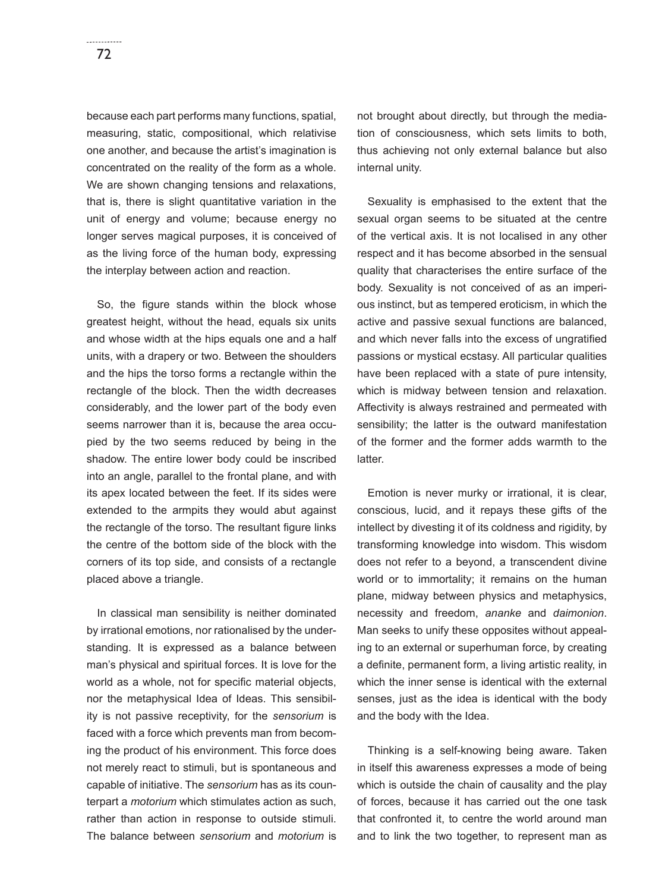because each part performs many functions, spatial, measuring, static, compositional, which relativise one another, and because the artist's imagination is concentrated on the reality of the form as a whole. We are shown changing tensions and relaxations, that is, there is slight quantitative variation in the unit of energy and volume; because energy no longer serves magical purposes, it is conceived of as the living force of the human body, expressing the interplay between action and reaction.

So, the figure stands within the block whose greatest height, without the head, equals six units and whose width at the hips equals one and a half units, with a drapery or two. Between the shoulders and the hips the torso forms a rectangle within the rectangle of the block. Then the width decreases considerably, and the lower part of the body even seems narrower than it is, because the area occupied by the two seems reduced by being in the shadow. The entire lower body could be inscribed into an angle, parallel to the frontal plane, and with its apex located between the feet. If its sides were extended to the armpits they would abut against the rectangle of the torso. The resultant figure links the centre of the bottom side of the block with the corners of its top side, and consists of a rectangle placed above a triangle.

In classical man sensibility is neither dominated by irrational emotions, nor rationalised by the understanding. It is expressed as a balance between man's physical and spiritual forces. It is love for the world as a whole, not for specific material objects, nor the metaphysical Idea of Ideas. This sensibility is not passive receptivity, for the *sensorium* is faced with a force which prevents man from becoming the product of his environment. This force does not merely react to stimuli, but is spontaneous and capable of initiative. The *sensorium* has as its counterpart a *motorium* which stimulates action as such, rather than action in response to outside stimuli. The balance between *sensorium* and *motorium* is not brought about directly, but through the mediation of consciousness, which sets limits to both, thus achieving not only external balance but also internal unity.

Sexuality is emphasised to the extent that the sexual organ seems to be situated at the centre of the vertical axis. It is not localised in any other respect and it has become absorbed in the sensual quality that characterises the entire surface of the body. Sexuality is not conceived of as an imperious instinct, but as tempered eroticism, in which the active and passive sexual functions are balanced, and which never falls into the excess of ungratified passions or mystical ecstasy. All particular qualities have been replaced with a state of pure intensity, which is midway between tension and relaxation. Affectivity is always restrained and permeated with sensibility; the latter is the outward manifestation of the former and the former adds warmth to the latter.

Emotion is never murky or irrational, it is clear, conscious, lucid, and it repays these gifts of the intellect by divesting it of its coldness and rigidity, by transforming knowledge into wisdom. This wisdom does not refer to a beyond, a transcendent divine world or to immortality; it remains on the human plane, midway between physics and metaphysics, necessity and freedom, *ananke* and *daimonion*. Man seeks to unify these opposites without appealing to an external or superhuman force, by creating a definite, permanent form, a living artistic reality, in which the inner sense is identical with the external senses, just as the idea is identical with the body and the body with the Idea.

Thinking is a self-knowing being aware. Taken in itself this awareness expresses a mode of being which is outside the chain of causality and the play of forces, because it has carried out the one task that confronted it, to centre the world around man and to link the two together, to represent man as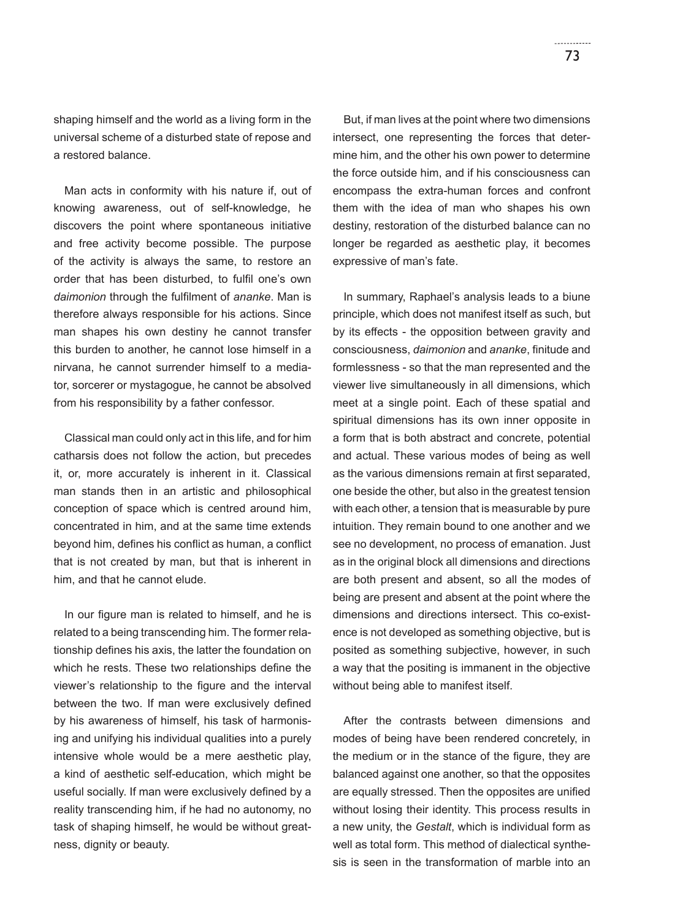shaping himself and the world as a living form in the universal scheme of a disturbed state of repose and a restored balance.

Man acts in conformity with his nature if, out of knowing awareness, out of self-knowledge, he discovers the point where spontaneous initiative and free activity become possible. The purpose of the activity is always the same, to restore an order that has been disturbed, to fulfil one's own *daimonion* through the fulfilment of *ananke*. Man is therefore always responsible for his actions. Since man shapes his own destiny he cannot transfer this burden to another, he cannot lose himself in a nirvana, he cannot surrender himself to a mediator, sorcerer or mystagogue, he cannot be absolved from his responsibility by a father confessor.

Classical man could only act in this life, and for him catharsis does not follow the action, but precedes it, or, more accurately is inherent in it. Classical man stands then in an artistic and philosophical conception of space which is centred around him, concentrated in him, and at the same time extends beyond him, defines his conflict as human, a conflict that is not created by man, but that is inherent in him, and that he cannot elude.

In our figure man is related to himself, and he is related to a being transcending him. The former relationship defines his axis, the latter the foundation on which he rests. These two relationships define the viewer's relationship to the figure and the interval between the two. If man were exclusively defined by his awareness of himself, his task of harmonising and unifying his individual qualities into a purely intensive whole would be a mere aesthetic play, a kind of aesthetic self-education, which might be useful socially. If man were exclusively defined by a reality transcending him, if he had no autonomy, no task of shaping himself, he would be without greatness, dignity or beauty.

But, if man lives at the point where two dimensions intersect, one representing the forces that determine him, and the other his own power to determine the force outside him, and if his consciousness can encompass the extra-human forces and confront them with the idea of man who shapes his own destiny, restoration of the disturbed balance can no longer be regarded as aesthetic play, it becomes expressive of man's fate.

In summary, Raphael's analysis leads to a biune principle, which does not manifest itself as such, but by its effects - the opposition between gravity and consciousness, *daimonion* and *ananke*, finitude and formlessness - so that the man represented and the viewer live simultaneously in all dimensions, which meet at a single point. Each of these spatial and spiritual dimensions has its own inner opposite in a form that is both abstract and concrete, potential and actual. These various modes of being as well as the various dimensions remain at first separated, one beside the other, but also in the greatest tension with each other, a tension that is measurable by pure intuition. They remain bound to one another and we see no development, no process of emanation. Just as in the original block all dimensions and directions are both present and absent, so all the modes of being are present and absent at the point where the dimensions and directions intersect. This co-existence is not developed as something objective, but is posited as something subjective, however, in such a way that the positing is immanent in the objective without being able to manifest itself.

After the contrasts between dimensions and modes of being have been rendered concretely, in the medium or in the stance of the figure, they are balanced against one another, so that the opposites are equally stressed. Then the opposites are unified without losing their identity. This process results in a new unity, the *Gestalt*, which is individual form as well as total form. This method of dialectical synthesis is seen in the transformation of marble into an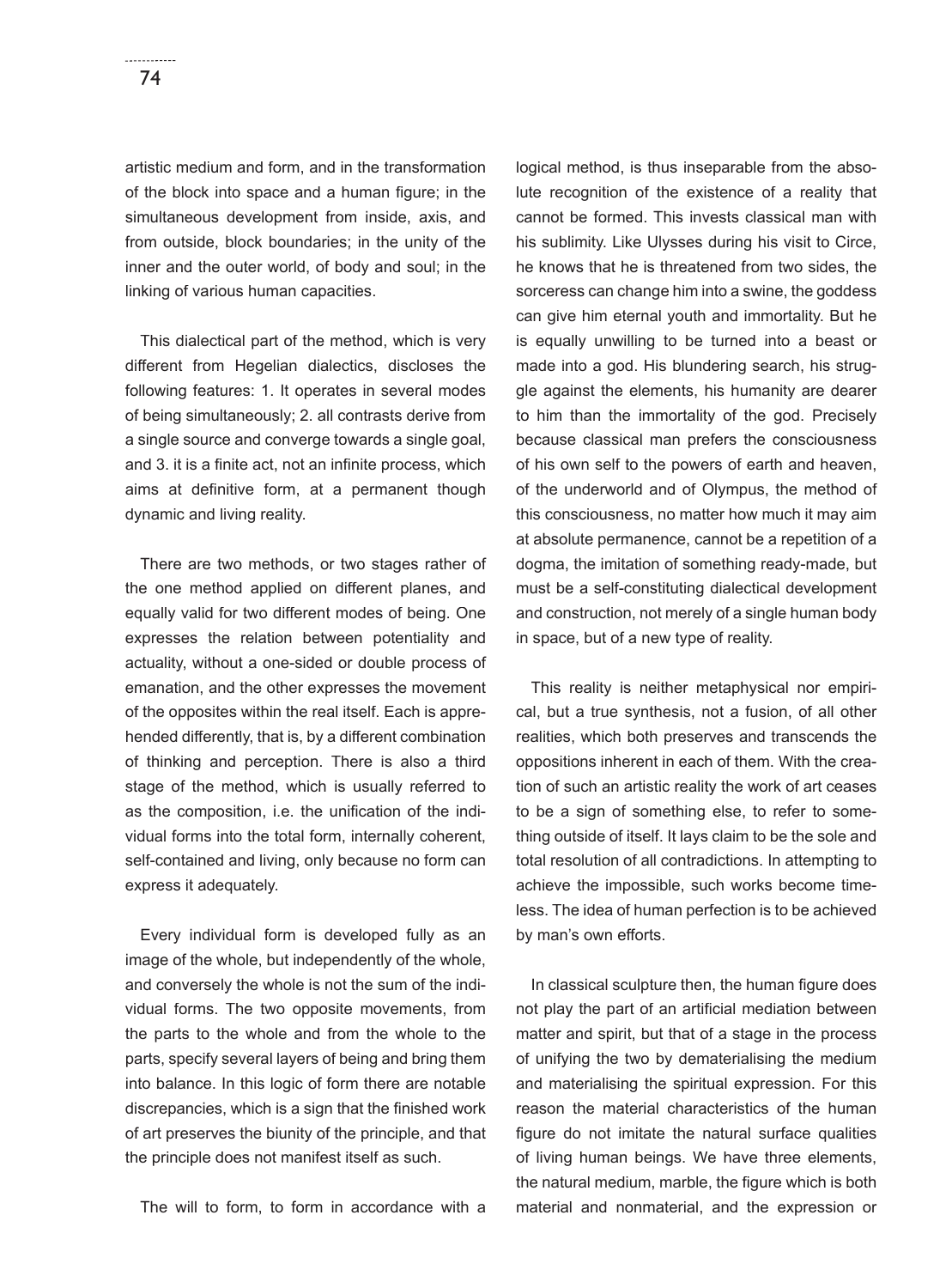artistic medium and form, and in the transformation of the block into space and a human figure; in the simultaneous development from inside, axis, and from outside, block boundaries; in the unity of the inner and the outer world, of body and soul; in the linking of various human capacities.

This dialectical part of the method, which is very different from Hegelian dialectics, discloses the following features: 1. It operates in several modes of being simultaneously; 2. all contrasts derive from a single source and converge towards a single goal, and 3. it is a finite act, not an infinite process, which aims at definitive form, at a permanent though dynamic and living reality.

There are two methods, or two stages rather of the one method applied on different planes, and equally valid for two different modes of being. One expresses the relation between potentiality and actuality, without a one-sided or double process of emanation, and the other expresses the movement of the opposites within the real itself. Each is apprehended differently, that is, by a different combination of thinking and perception. There is also a third stage of the method, which is usually referred to as the composition, i.e. the unification of the individual forms into the total form, internally coherent, self-contained and living, only because no form can express it adequately.

Every individual form is developed fully as an image of the whole, but independently of the whole, and conversely the whole is not the sum of the individual forms. The two opposite movements, from the parts to the whole and from the whole to the parts, specify several layers of being and bring them into balance. In this logic of form there are notable discrepancies, which is a sign that the finished work of art preserves the biunity of the principle, and that the principle does not manifest itself as such.

The will to form, to form in accordance with a logical method, is thus inseparable from the absolute recognition of the existence of a reality that cannot be formed. This invests classical man with his sublimity. Like Ulysses during his visit to Circe, he knows that he is threatened from two sides, the sorceress can change him into a swine, the goddess can give him eternal youth and immortality. But he is equally unwilling to be turned into a beast or made into a god. His blundering search, his struggle against the elements, his humanity are dearer to him than the immortality of the god. Precisely because classical man prefers the consciousness of his own self to the powers of earth and heaven, of the underworld and of Olympus, the method of this consciousness, no matter how much it may aim at absolute permanence, cannot be a repetition of a dogma, the imitation of something ready-made, but must be a self-constituting dialectical development and construction, not merely of a single human body in space, but of a new type of reality.

This reality is neither metaphysical nor empirical, but a true synthesis, not a fusion, of all other realities, which both preserves and transcends the oppositions inherent in each of them. With the creation of such an artistic reality the work of art ceases to be a sign of something else, to refer to something outside of itself. It lays claim to be the sole and total resolution of all contradictions. In attempting to achieve the impossible, such works become timeless. The idea of human perfection is to be achieved by man's own efforts.

In classical sculpture then, the human figure does not play the part of an artificial mediation between matter and spirit, but that of a stage in the process of unifying the two by dematerialising the medium and materialising the spiritual expression. For this reason the material characteristics of the human figure do not imitate the natural surface qualities of living human beings. We have three elements, the natural medium, marble, the figure which is both material and nonmaterial, and the expression or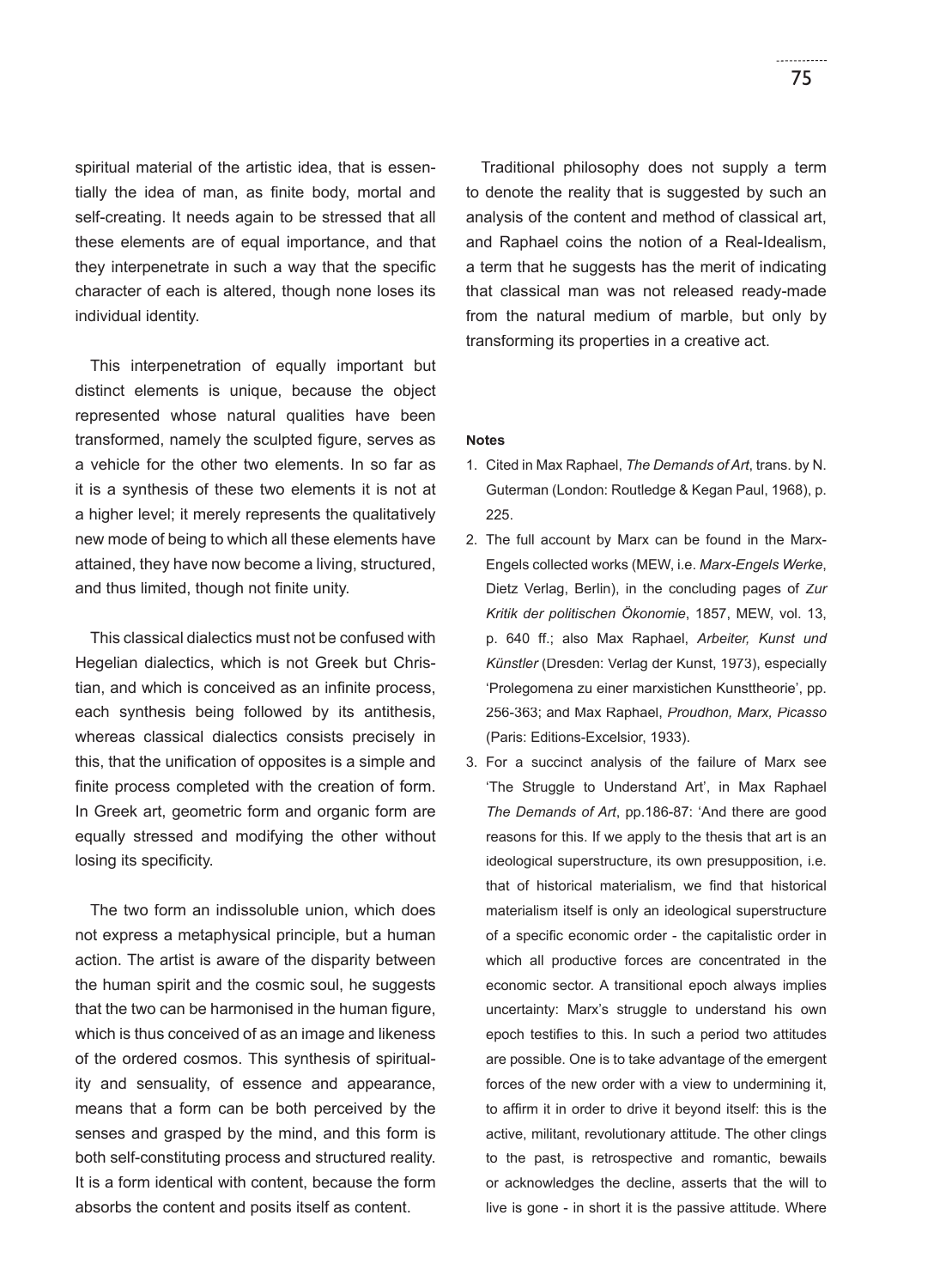spiritual material of the artistic idea, that is essentially the idea of man, as finite body, mortal and self-creating. It needs again to be stressed that all these elements are of equal importance, and that they interpenetrate in such a way that the specific character of each is altered, though none loses its individual identity.

This interpenetration of equally important but distinct elements is unique, because the object represented whose natural qualities have been transformed, namely the sculpted figure, serves as a vehicle for the other two elements. In so far as it is a synthesis of these two elements it is not at a higher level; it merely represents the qualitatively new mode of being to which all these elements have attained, they have now become a living, structured, and thus limited, though not finite unity.

This classical dialectics must not be confused with Hegelian dialectics, which is not Greek but Christian, and which is conceived as an infinite process, each synthesis being followed by its antithesis, whereas classical dialectics consists precisely in this, that the unification of opposites is a simple and finite process completed with the creation of form. In Greek art, geometric form and organic form are equally stressed and modifying the other without losing its specificity.

The two form an indissoluble union, which does not express a metaphysical principle, but a human action. The artist is aware of the disparity between the human spirit and the cosmic soul, he suggests that the two can be harmonised in the human figure, which is thus conceived of as an image and likeness of the ordered cosmos. This synthesis of spirituality and sensuality, of essence and appearance, means that a form can be both perceived by the senses and grasped by the mind, and this form is both self-constituting process and structured reality. It is a form identical with content, because the form absorbs the content and posits itself as content.

Traditional philosophy does not supply a term to denote the reality that is suggested by such an analysis of the content and method of classical art, and Raphael coins the notion of a Real-Idealism, a term that he suggests has the merit of indicating that classical man was not released ready-made from the natural medium of marble, but only by transforming its properties in a creative act.

#### Notes

1. Cited in Max Raphael, *The Demands of Art*, trans. by N. Guterman (London: Routledge & Kegan Paul, 1968), p. 225.
2. The full account by Marx can be found in the Marx-Engels collected works (MEW, i.e. *Marx-Engels Werke*, Dietz Verlag, Berlin), in the concluding pages of *Zur Kritik der politischen Ökonomie*, 1857, MEW, vol. 13, p. 640 ff.; also Max Raphael, *Arbeiter, Kunst und Künstler* (Dresden: Verlag der Kunst, 1973), especially 'Prolegomena zu einer marxistichen Kunsttheorie', pp. 256-363; and Max Raphael, *Proudhon, Marx, Picasso* (Paris: Editions-Excelsior, 1933).
3. For a succinct analysis of the failure of Marx see 'The Struggle to Understand Art', in Max Raphael *The Demands of Art*, pp.186-87: 'And there are good reasons for this. If we apply to the thesis that art is an ideological superstructure, its own presupposition, i.e. that of historical materialism, we find that historical materialism itself is only an ideological superstructure of a specific economic order - the capitalistic order in which all productive forces are concentrated in the economic sector. A transitional epoch always implies uncertainty: Marx's struggle to understand his own epoch testifies to this. In such a period two attitudes are possible. One is to take advantage of the emergent forces of the new order with a view to undermining it, to affirm it in order to drive it beyond itself: this is the active, militant, revolutionary attitude. The other clings to the past, is retrospective and romantic, bewails or acknowledges the decline, asserts that the will to live is gone - in short it is the passive attitude. Where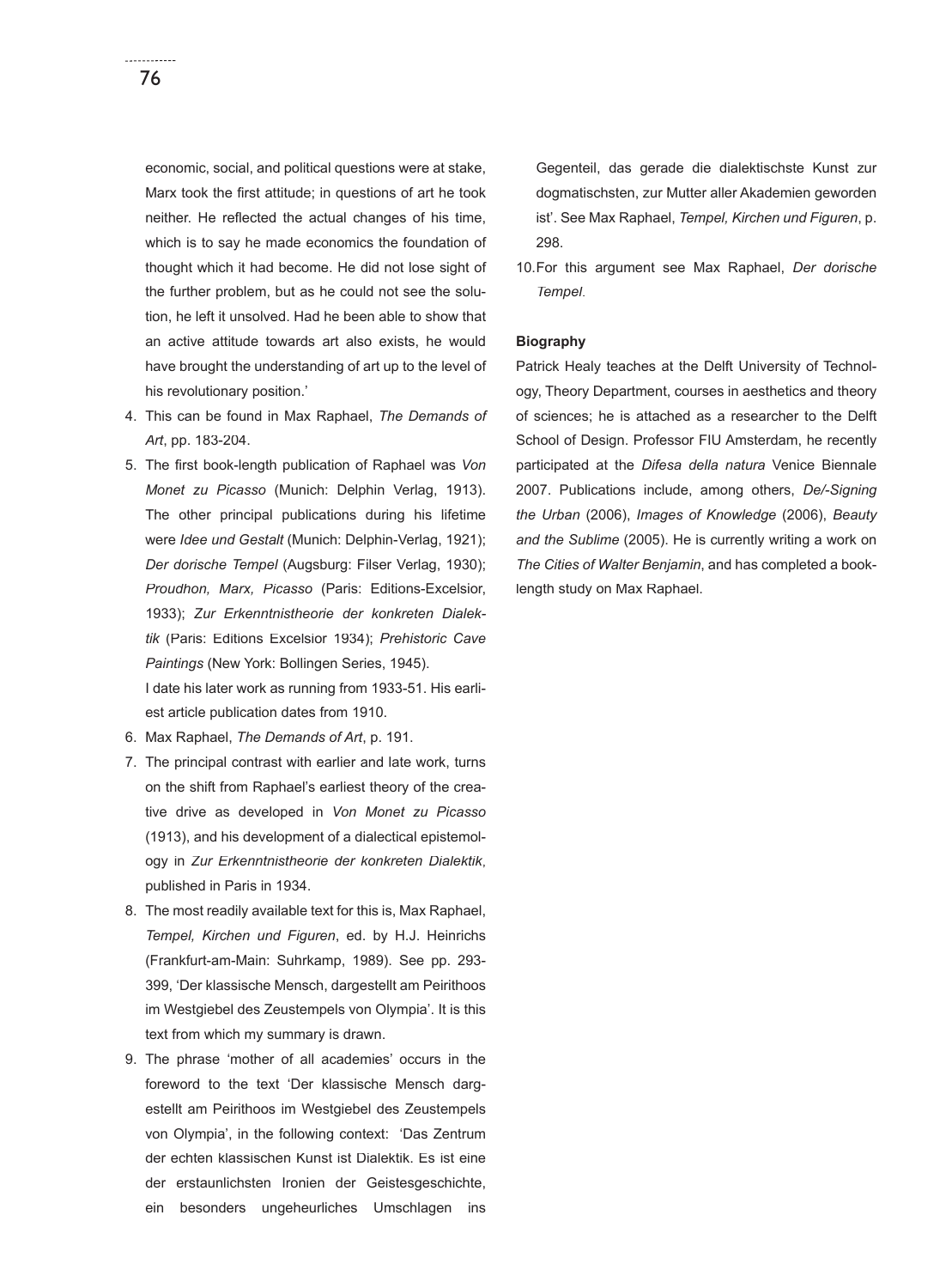economic, social, and political questions were at stake, Marx took the first attitude; in questions of art he took neither. He reflected the actual changes of his time, which is to say he made economics the foundation of thought which it had become. He did not lose sight of the further problem, but as he could not see the solution, he left it unsolved. Had he been able to show that an active attitude towards art also exists, he would have brought the understanding of art up to the level of his revolutionary position.'

4. This can be found in Max Raphael, *The Demands of Art*, pp. 183-204.
5. The first book-length publication of Raphael was *Von Monet zu Picasso* (Munich: Delphin Verlag, 1913). The other principal publications during his lifetime were *Idee und Gestalt* (Munich: Delphin-Verlag, 1921); *Der dorische Tempel* (Augsburg: Filser Verlag, 1930); *Proudhon, Marx, Picasso* (Paris: Editions-Excelsior, 1933); *Zur Erkenntnistheorie der konkreten Dialektik* (Paris: Editions Excelsior 1934); *Prehistoric Cave Paintings* (New York: Bollingen Series, 1945).
   I date his later work as running from 1933-51. His earliest article publication dates from 1910.
6. Max Raphael, *The Demands of Art*, p. 191.
7. The principal contrast with earlier and late work, turns on the shift from Raphael's earliest theory of the creative drive as developed in *Von Monet zu Picasso* (1913), and his development of a dialectical epistemology in *Zur Erkenntnistheorie der konkreten Dialektik*, published in Paris in 1934.
8. The most readily available text for this is, Max Raphael, *Tempel, Kirchen und Figuren*, ed. by H.J. Heinrichs (Frankfurt-am-Main: Suhrkamp, 1989). See pp. 293-399, 'Der klassische Mensch, dargestellt am Peirithoos im Westgiebel des Zeustempels von Olympia'. It is this text from which my summary is drawn.
9. The phrase 'mother of all academies' occurs in the foreword to the text 'Der klassische Mensch dargestellt am Peirithoos im Westgiebel des Zeustempels von Olympia', in the following context: 'Das Zentrum der echten klassischen Kunst ist Dialektik. Es ist eine der erstaunlichsten Ironien der Geistesgeschichte, ein besonders ungeheurliches Umschlagen ins Gegenteil, das gerade die dialektischste Kunst zur dogmatischsten, zur Mutter aller Akademien geworden ist'. See Max Raphael, *Tempel, Kirchen und Figuren*, p. 298.
10. For this argument see Max Raphael, *Der dorische Tempel*.

**Biography**

Patrick Healy teaches at the Delft University of Technology, Theory Department, courses in aesthetics and theory of sciences; he is attached as a researcher to the Delft School of Design. Professor FIU Amsterdam, he recently participated at the *Difesa della natura* Venice Biennale 2007. Publications include, among others, *De/-Signing the Urban* (2006), *Images of Knowledge* (2006), *Beauty and the Sublime* (2005). He is currently writing a work on *The Cities of Walter Benjamin*, and has completed a book-length study on Max Raphael.